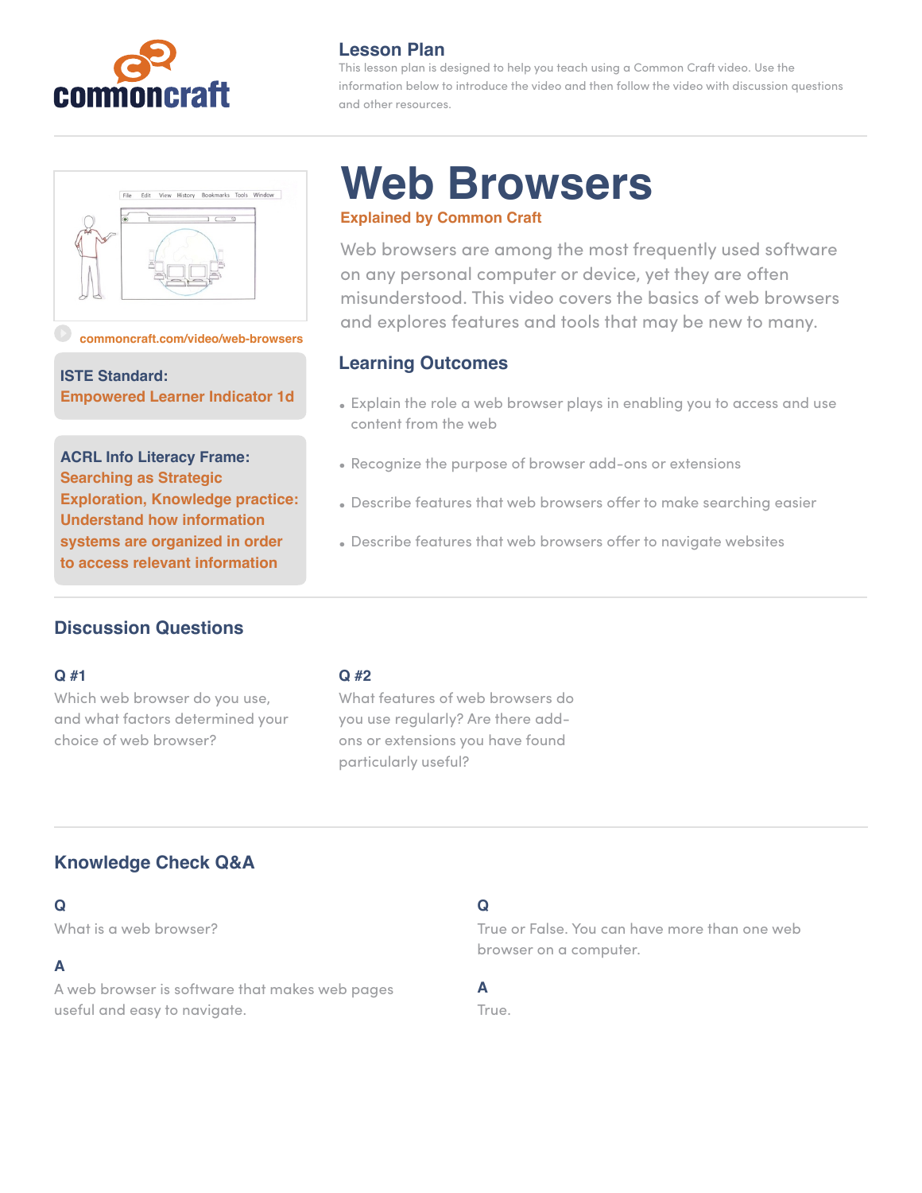commoncraft

## Lesson Plan

This lesson plan is designed to help you teach using a Common Craft video. Use the information below to introduce the video and then follow the video with discussion questions and other resources.

# Web Browsers

**Explained by Common Craft**

Web browsers are among the most frequently used software on any personal computer or device, yet they are often misunderstood. This video covers the basics of web browsers and explores features and tools that may be new to many.

commoncraft.com/video/web-browsers

**ISTE Standard:**
**Empowered Learner Indicator 1d**

**ACRL Info Literacy Frame:**
**Searching as Strategic Exploration, Knowledge practice: Understand how information systems are organized in order to access relevant information**

## Learning Outcomes

- Explain the role a web browser plays in enabling you to access and use content from the web
- Recognize the purpose of browser add-ons or extensions
- Describe features that web browsers offer to make searching easier
- Describe features that web browsers offer to navigate websites

## Discussion Questions

**Q #1**

Which web browser do you use, and what factors determined your choice of web browser?

**Q #2**

What features of web browsers do you use regularly? Are there add-ons or extensions you have found particularly useful?

## Knowledge Check Q&A

**Q**

What is a web browser?

**A**

A web browser is software that makes web pages useful and easy to navigate.

**Q**

True or False. You can have more than one web browser on a computer.

**A**

True.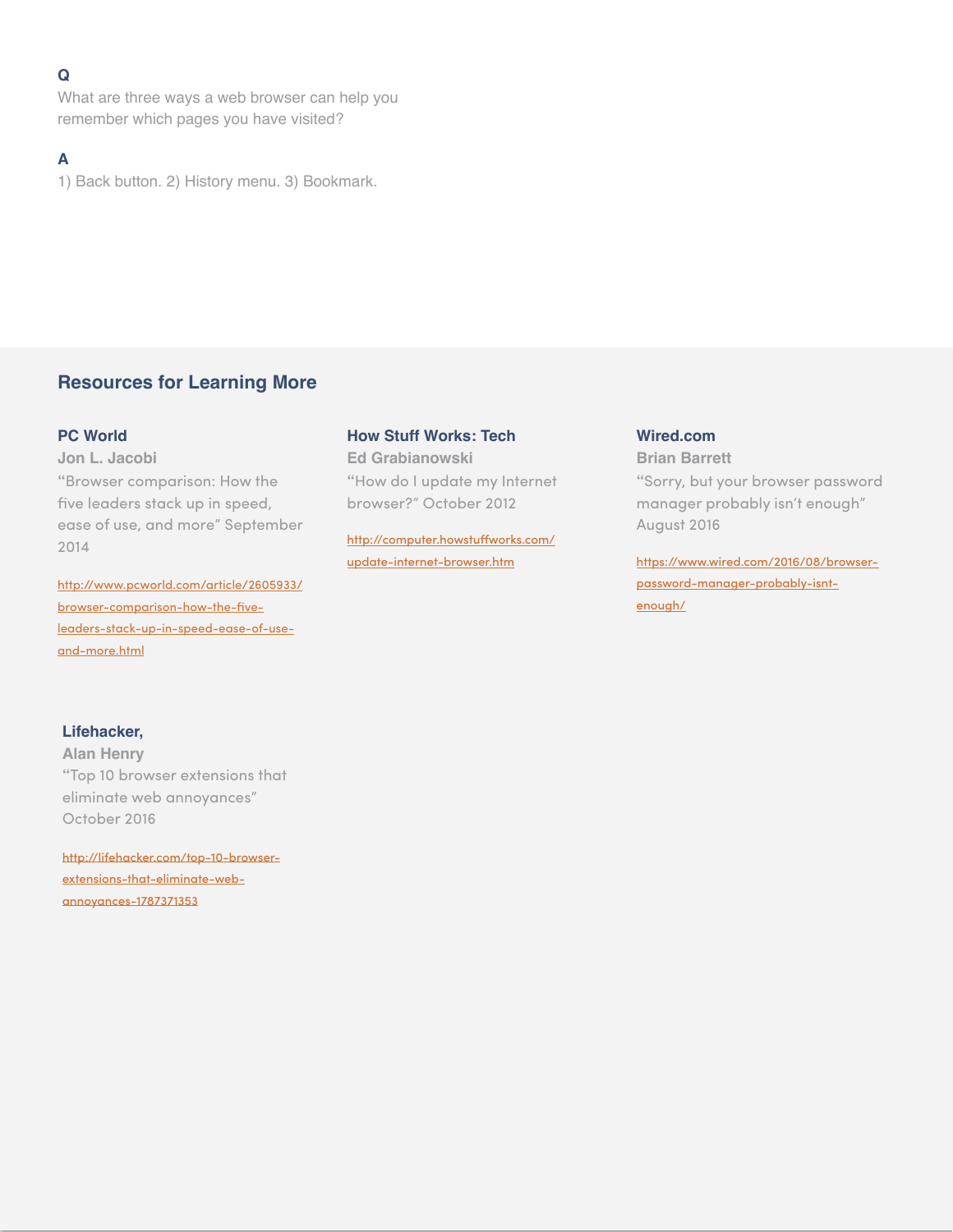**Q**

What are three ways a web browser can help you remember which pages you have visited?

**A**

1) Back button. 2) History menu. 3) Bookmark.

## Resources for Learning More

### PC World

**Jon L. Jacobi**

"Browser comparison: How the five leaders stack up in speed, ease of use, and more" September 2014

http://www.pcworld.com/article/2605933/browser-comparison-how-the-five-leaders-stack-up-in-speed-ease-of-use-and-more.html

### How Stuff Works: Tech

**Ed Grabianowski**

"How do I update my Internet browser?" October 2012

http://computer.howstuffworks.com/update-internet-browser.htm

### Wired.com

**Brian Barrett**

"Sorry, but your browser password manager probably isn't enough" August 2016

https://www.wired.com/2016/08/browser-password-manager-probably-isnt-enough/

### Lifehacker,

**Alan Henry**

"Top 10 browser extensions that eliminate web annoyances" October 2016

http://lifehacker.com/top-10-browser-extensions-that-eliminate-web-annoyances-1787371353